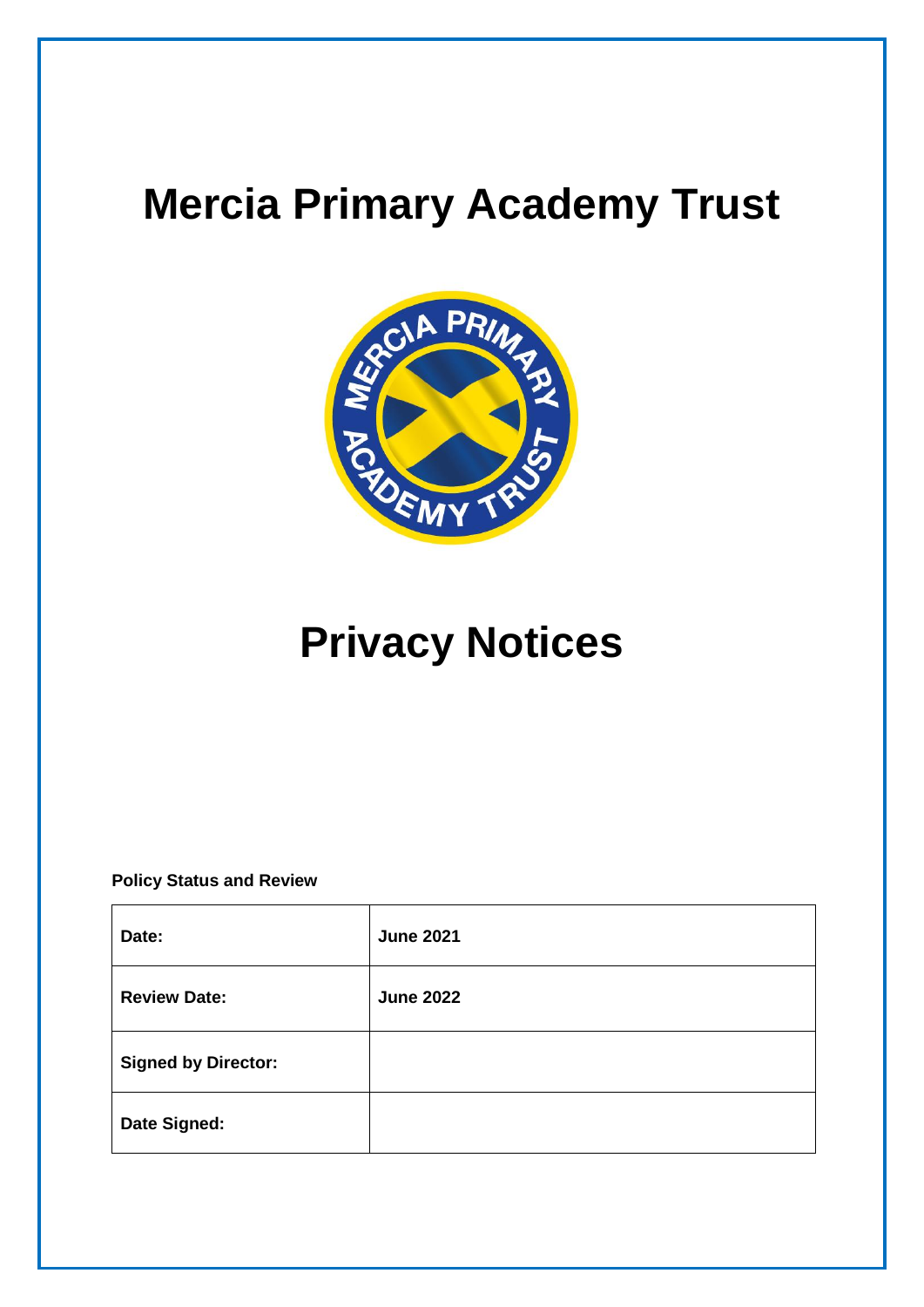# Mercia Primary Academy Trust

# Privacy Notices

**Policy Status and Review**

| **Date:** | **June 2021** |
|---|---|
| **Review Date:** | **June 2022** |
| **Signed by Director:** | |
| **Date Signed:** | |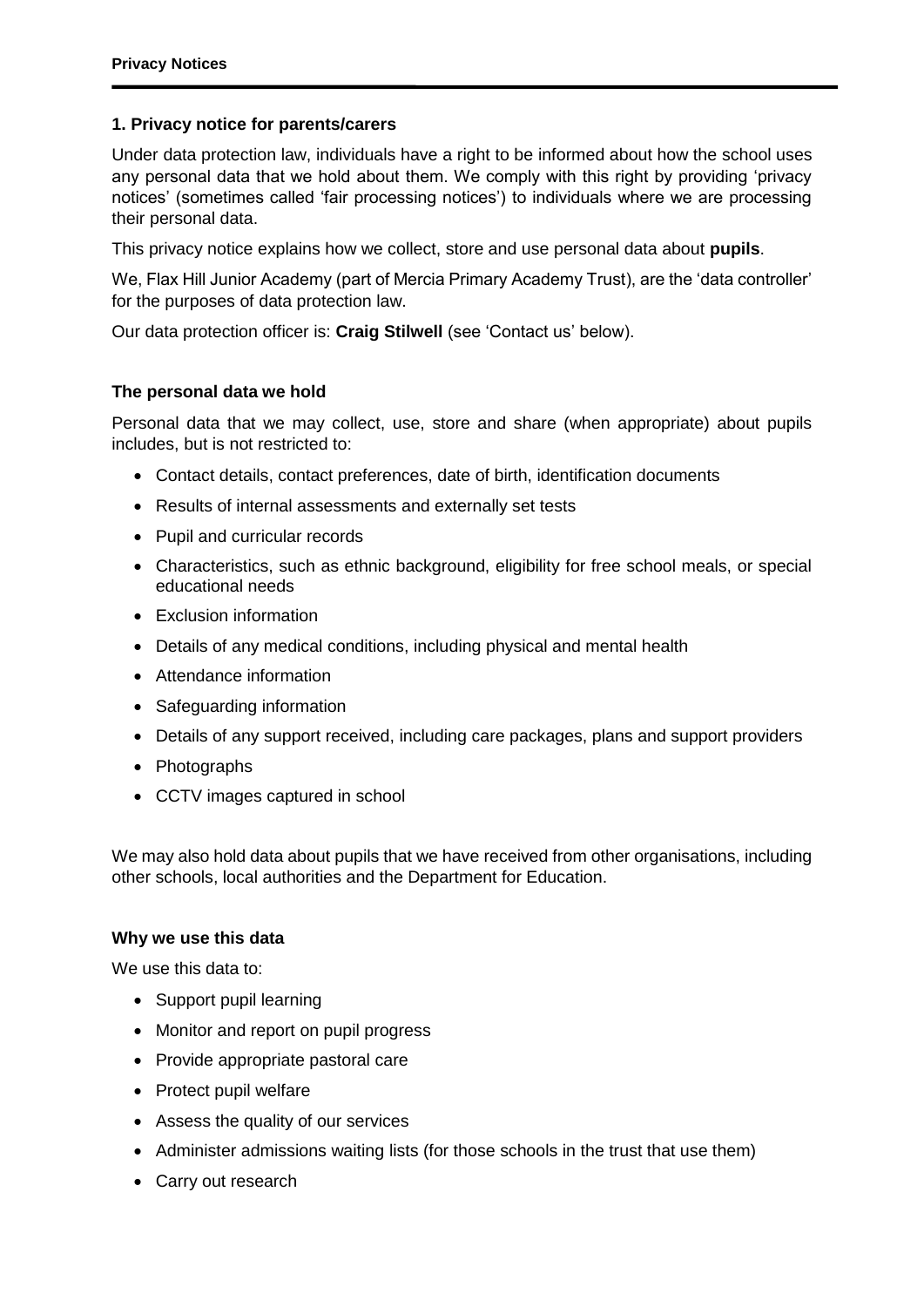### 1. Privacy notice for parents/carers

Under data protection law, individuals have a right to be informed about how the school uses any personal data that we hold about them. We comply with this right by providing 'privacy notices' (sometimes called 'fair processing notices') to individuals where we are processing their personal data.

This privacy notice explains how we collect, store and use personal data about **pupils**.

We, Flax Hill Junior Academy (part of Mercia Primary Academy Trust), are the 'data controller' for the purposes of data protection law.

Our data protection officer is: **Craig Stilwell** (see 'Contact us' below).

#### The personal data we hold

Personal data that we may collect, use, store and share (when appropriate) about pupils includes, but is not restricted to:

- Contact details, contact preferences, date of birth, identification documents
- Results of internal assessments and externally set tests
- Pupil and curricular records
- Characteristics, such as ethnic background, eligibility for free school meals, or special educational needs
- Exclusion information
- Details of any medical conditions, including physical and mental health
- Attendance information
- Safeguarding information
- Details of any support received, including care packages, plans and support providers
- Photographs
- CCTV images captured in school

We may also hold data about pupils that we have received from other organisations, including other schools, local authorities and the Department for Education.

#### Why we use this data

We use this data to:

- Support pupil learning
- Monitor and report on pupil progress
- Provide appropriate pastoral care
- Protect pupil welfare
- Assess the quality of our services
- Administer admissions waiting lists (for those schools in the trust that use them)
- Carry out research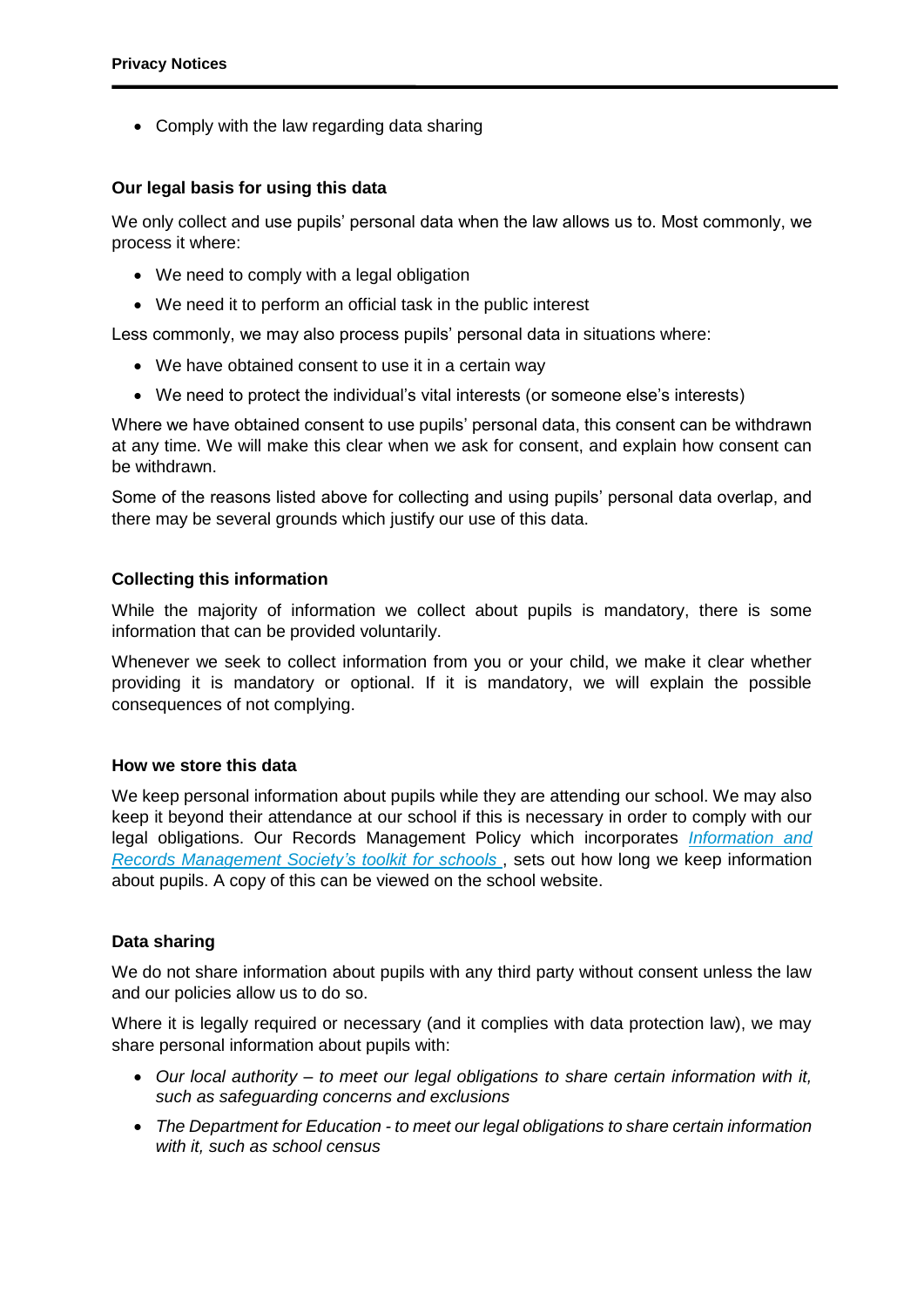- Comply with the law regarding data sharing

### Our legal basis for using this data

We only collect and use pupils' personal data when the law allows us to. Most commonly, we process it where:

- We need to comply with a legal obligation
- We need it to perform an official task in the public interest

Less commonly, we may also process pupils' personal data in situations where:

- We have obtained consent to use it in a certain way
- We need to protect the individual's vital interests (or someone else's interests)

Where we have obtained consent to use pupils' personal data, this consent can be withdrawn at any time. We will make this clear when we ask for consent, and explain how consent can be withdrawn.

Some of the reasons listed above for collecting and using pupils' personal data overlap, and there may be several grounds which justify our use of this data.

### Collecting this information

While the majority of information we collect about pupils is mandatory, there is some information that can be provided voluntarily.

Whenever we seek to collect information from you or your child, we make it clear whether providing it is mandatory or optional. If it is mandatory, we will explain the possible consequences of not complying.

### How we store this data

We keep personal information about pupils while they are attending our school. We may also keep it beyond their attendance at our school if this is necessary in order to comply with our legal obligations. Our Records Management Policy which incorporates *Information and Records Management Society's toolkit for schools* , sets out how long we keep information about pupils. A copy of this can be viewed on the school website.

### Data sharing

We do not share information about pupils with any third party without consent unless the law and our policies allow us to do so.

Where it is legally required or necessary (and it complies with data protection law), we may share personal information about pupils with:

- *Our local authority – to meet our legal obligations to share certain information with it, such as safeguarding concerns and exclusions*
- *The Department for Education - to meet our legal obligations to share certain information with it, such as school census*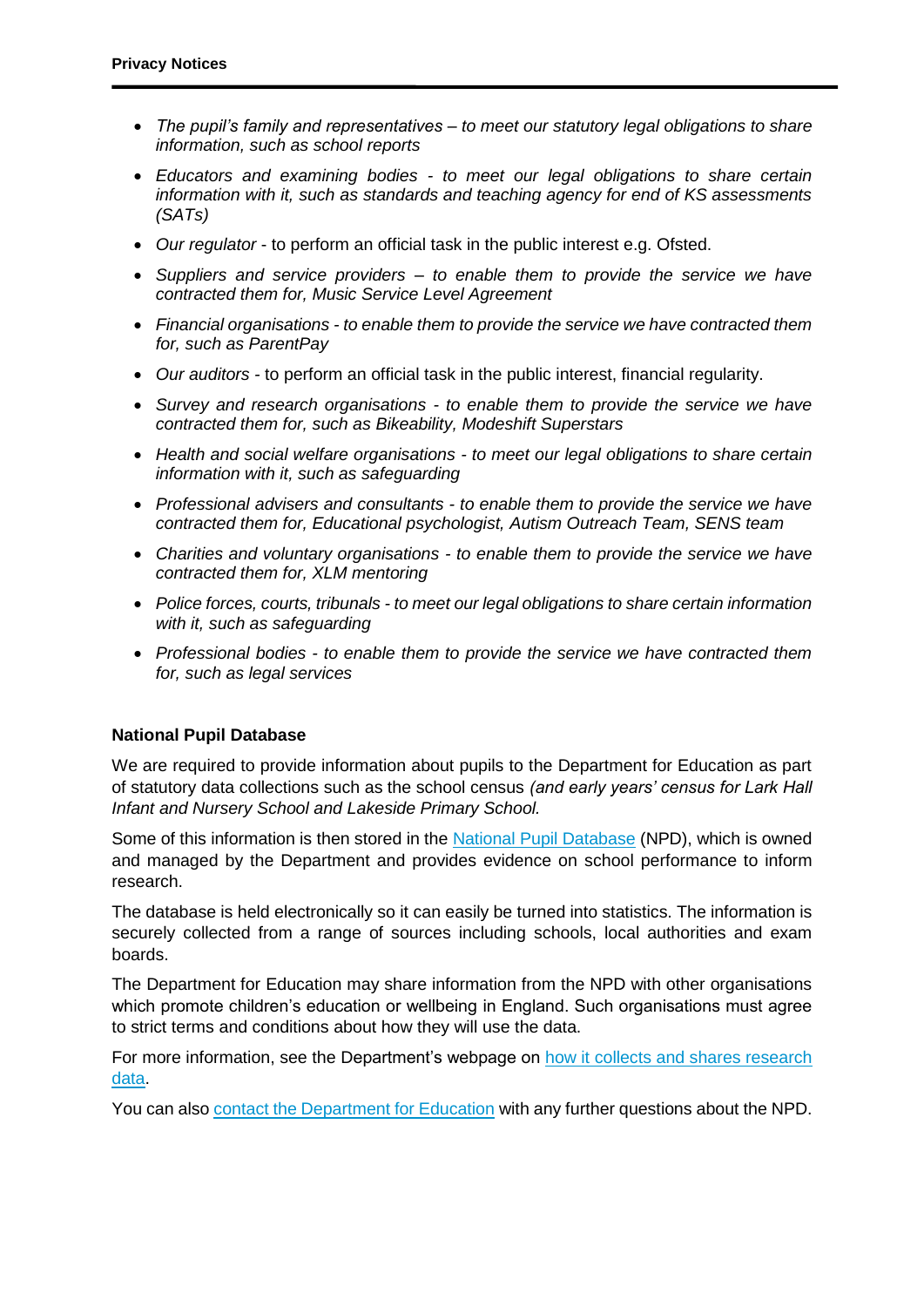- *The pupil's family and representatives – to meet our statutory legal obligations to share information, such as school reports*
- *Educators and examining bodies - to meet our legal obligations to share certain information with it, such as standards and teaching agency for end of KS assessments (SATs)*
- *Our regulator* - to perform an official task in the public interest e.g. Ofsted.
- *Suppliers and service providers – to enable them to provide the service we have contracted them for, Music Service Level Agreement*
- *Financial organisations - to enable them to provide the service we have contracted them for, such as ParentPay*
- *Our auditors* - to perform an official task in the public interest, financial regularity.
- *Survey and research organisations - to enable them to provide the service we have contracted them for, such as Bikeability, Modeshift Superstars*
- *Health and social welfare organisations - to meet our legal obligations to share certain information with it, such as safeguarding*
- *Professional advisers and consultants - to enable them to provide the service we have contracted them for, Educational psychologist, Autism Outreach Team, SENS team*
- *Charities and voluntary organisations - to enable them to provide the service we have contracted them for, XLM mentoring*
- *Police forces, courts, tribunals - to meet our legal obligations to share certain information with it, such as safeguarding*
- *Professional bodies - to enable them to provide the service we have contracted them for, such as legal services*

**National Pupil Database**

We are required to provide information about pupils to the Department for Education as part of statutory data collections such as the school census *(and early years' census for Lark Hall Infant and Nursery School and Lakeside Primary School.*

Some of this information is then stored in the National Pupil Database (NPD), which is owned and managed by the Department and provides evidence on school performance to inform research.

The database is held electronically so it can easily be turned into statistics. The information is securely collected from a range of sources including schools, local authorities and exam boards.

The Department for Education may share information from the NPD with other organisations which promote children's education or wellbeing in England. Such organisations must agree to strict terms and conditions about how they will use the data.

For more information, see the Department's webpage on how it collects and shares research data.

You can also contact the Department for Education with any further questions about the NPD.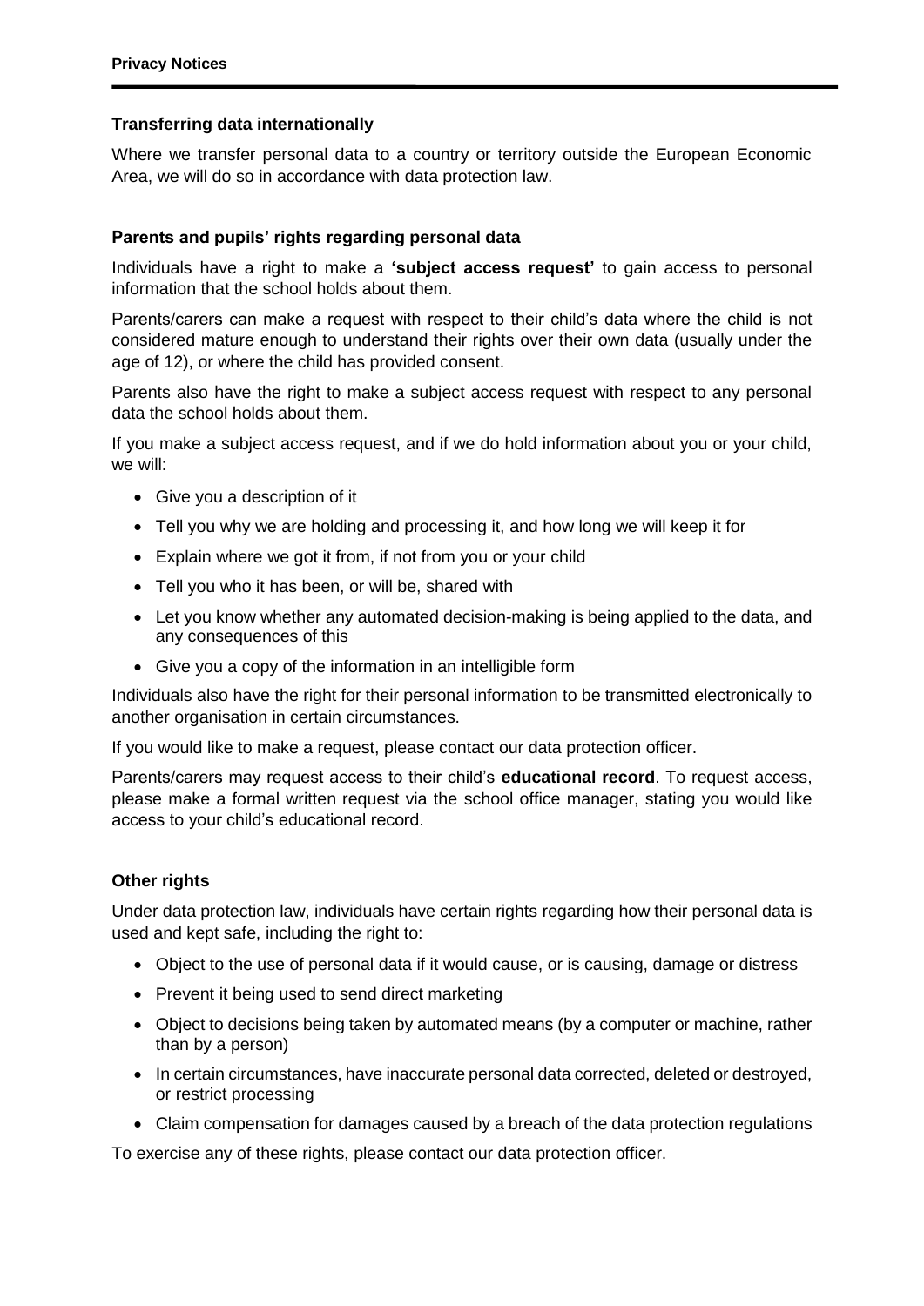### Transferring data internationally

Where we transfer personal data to a country or territory outside the European Economic Area, we will do so in accordance with data protection law.

### Parents and pupils' rights regarding personal data

Individuals have a right to make a **'subject access request'** to gain access to personal information that the school holds about them.

Parents/carers can make a request with respect to their child's data where the child is not considered mature enough to understand their rights over their own data (usually under the age of 12), or where the child has provided consent.

Parents also have the right to make a subject access request with respect to any personal data the school holds about them.

If you make a subject access request, and if we do hold information about you or your child, we will:

- Give you a description of it
- Tell you why we are holding and processing it, and how long we will keep it for
- Explain where we got it from, if not from you or your child
- Tell you who it has been, or will be, shared with
- Let you know whether any automated decision-making is being applied to the data, and any consequences of this
- Give you a copy of the information in an intelligible form

Individuals also have the right for their personal information to be transmitted electronically to another organisation in certain circumstances.

If you would like to make a request, please contact our data protection officer.

Parents/carers may request access to their child's **educational record**. To request access, please make a formal written request via the school office manager, stating you would like access to your child's educational record.

### Other rights

Under data protection law, individuals have certain rights regarding how their personal data is used and kept safe, including the right to:

- Object to the use of personal data if it would cause, or is causing, damage or distress
- Prevent it being used to send direct marketing
- Object to decisions being taken by automated means (by a computer or machine, rather than by a person)
- In certain circumstances, have inaccurate personal data corrected, deleted or destroyed, or restrict processing
- Claim compensation for damages caused by a breach of the data protection regulations

To exercise any of these rights, please contact our data protection officer.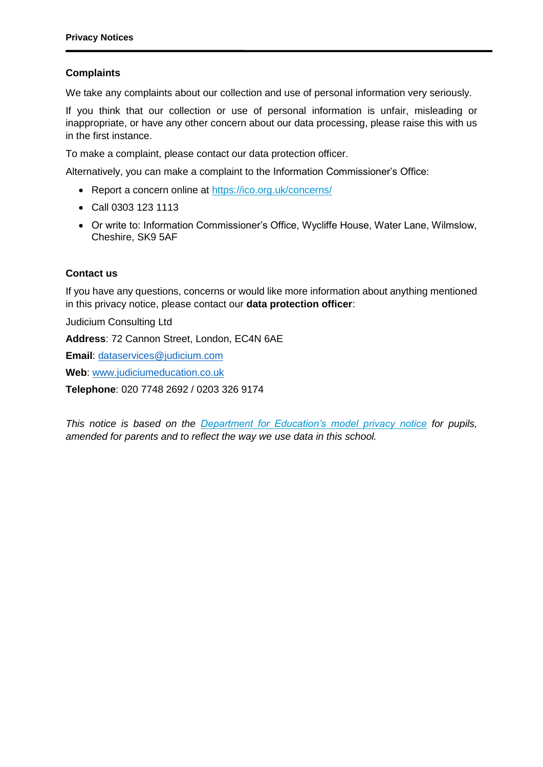## Complaints

We take any complaints about our collection and use of personal information very seriously.

If you think that our collection or use of personal information is unfair, misleading or inappropriate, or have any other concern about our data processing, please raise this with us in the first instance.

To make a complaint, please contact our data protection officer.

Alternatively, you can make a complaint to the Information Commissioner's Office:

- Report a concern online at https://ico.org.uk/concerns/
- Call 0303 123 1113
- Or write to: Information Commissioner's Office, Wycliffe House, Water Lane, Wilmslow, Cheshire, SK9 5AF

## Contact us

If you have any questions, concerns or would like more information about anything mentioned in this privacy notice, please contact our **data protection officer**:

Judicium Consulting Ltd

**Address**: 72 Cannon Street, London, EC4N 6AE

**Email**: dataservices@judicium.com

**Web**: www.judiciumeducation.co.uk

**Telephone**: 020 7748 2692 / 0203 326 9174

*This notice is based on the Department for Education's model privacy notice for pupils, amended for parents and to reflect the way we use data in this school.*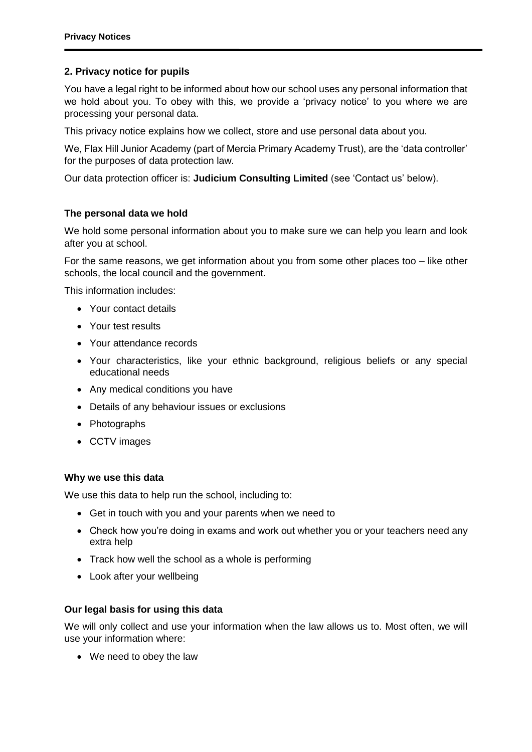## 2. Privacy notice for pupils

You have a legal right to be informed about how our school uses any personal information that we hold about you. To obey with this, we provide a 'privacy notice' to you where we are processing your personal data.

This privacy notice explains how we collect, store and use personal data about you.

We, Flax Hill Junior Academy (part of Mercia Primary Academy Trust), are the 'data controller' for the purposes of data protection law.

Our data protection officer is: **Judicium Consulting Limited** (see 'Contact us' below).

### The personal data we hold

We hold some personal information about you to make sure we can help you learn and look after you at school.

For the same reasons, we get information about you from some other places too – like other schools, the local council and the government.

This information includes:

- Your contact details
- Your test results
- Your attendance records
- Your characteristics, like your ethnic background, religious beliefs or any special educational needs
- Any medical conditions you have
- Details of any behaviour issues or exclusions
- Photographs
- CCTV images

### Why we use this data

We use this data to help run the school, including to:

- Get in touch with you and your parents when we need to
- Check how you're doing in exams and work out whether you or your teachers need any extra help
- Track how well the school as a whole is performing
- Look after your wellbeing

### Our legal basis for using this data

We will only collect and use your information when the law allows us to. Most often, we will use your information where:

- We need to obey the law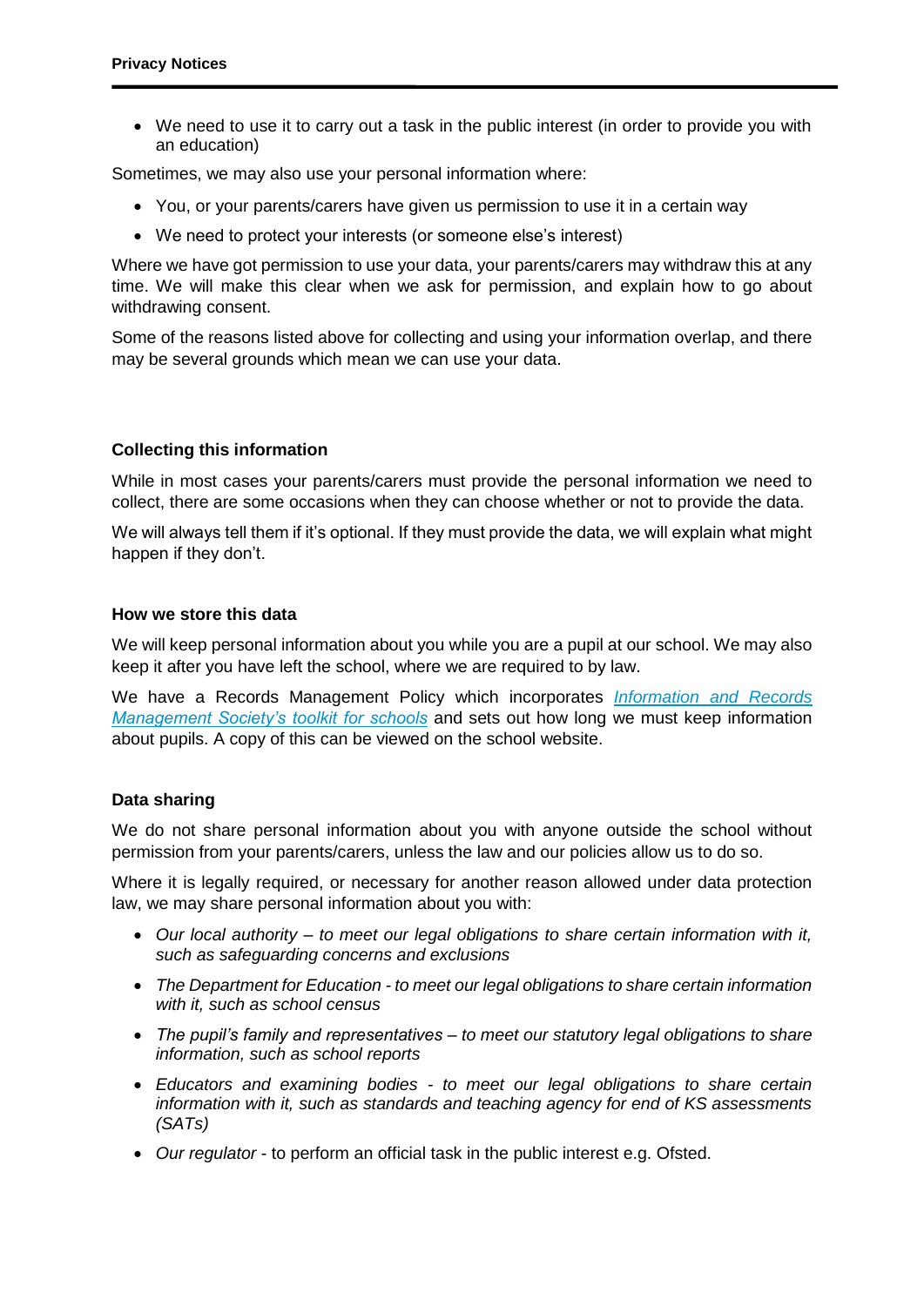- We need to use it to carry out a task in the public interest (in order to provide you with an education)

Sometimes, we may also use your personal information where:

- You, or your parents/carers have given us permission to use it in a certain way
- We need to protect your interests (or someone else's interest)

Where we have got permission to use your data, your parents/carers may withdraw this at any time. We will make this clear when we ask for permission, and explain how to go about withdrawing consent.

Some of the reasons listed above for collecting and using your information overlap, and there may be several grounds which mean we can use your data.

### Collecting this information

While in most cases your parents/carers must provide the personal information we need to collect, there are some occasions when they can choose whether or not to provide the data.

We will always tell them if it's optional. If they must provide the data, we will explain what might happen if they don't.

### How we store this data

We will keep personal information about you while you are a pupil at our school. We may also keep it after you have left the school, where we are required to by law.

We have a Records Management Policy which incorporates *Information and Records Management Society's toolkit for schools* and sets out how long we must keep information about pupils. A copy of this can be viewed on the school website.

### Data sharing

We do not share personal information about you with anyone outside the school without permission from your parents/carers, unless the law and our policies allow us to do so.

Where it is legally required, or necessary for another reason allowed under data protection law, we may share personal information about you with:

- *Our local authority – to meet our legal obligations to share certain information with it, such as safeguarding concerns and exclusions*
- *The Department for Education - to meet our legal obligations to share certain information with it, such as school census*
- *The pupil's family and representatives – to meet our statutory legal obligations to share information, such as school reports*
- *Educators and examining bodies - to meet our legal obligations to share certain information with it, such as standards and teaching agency for end of KS assessments (SATs)*
- *Our regulator* - to perform an official task in the public interest e.g. Ofsted.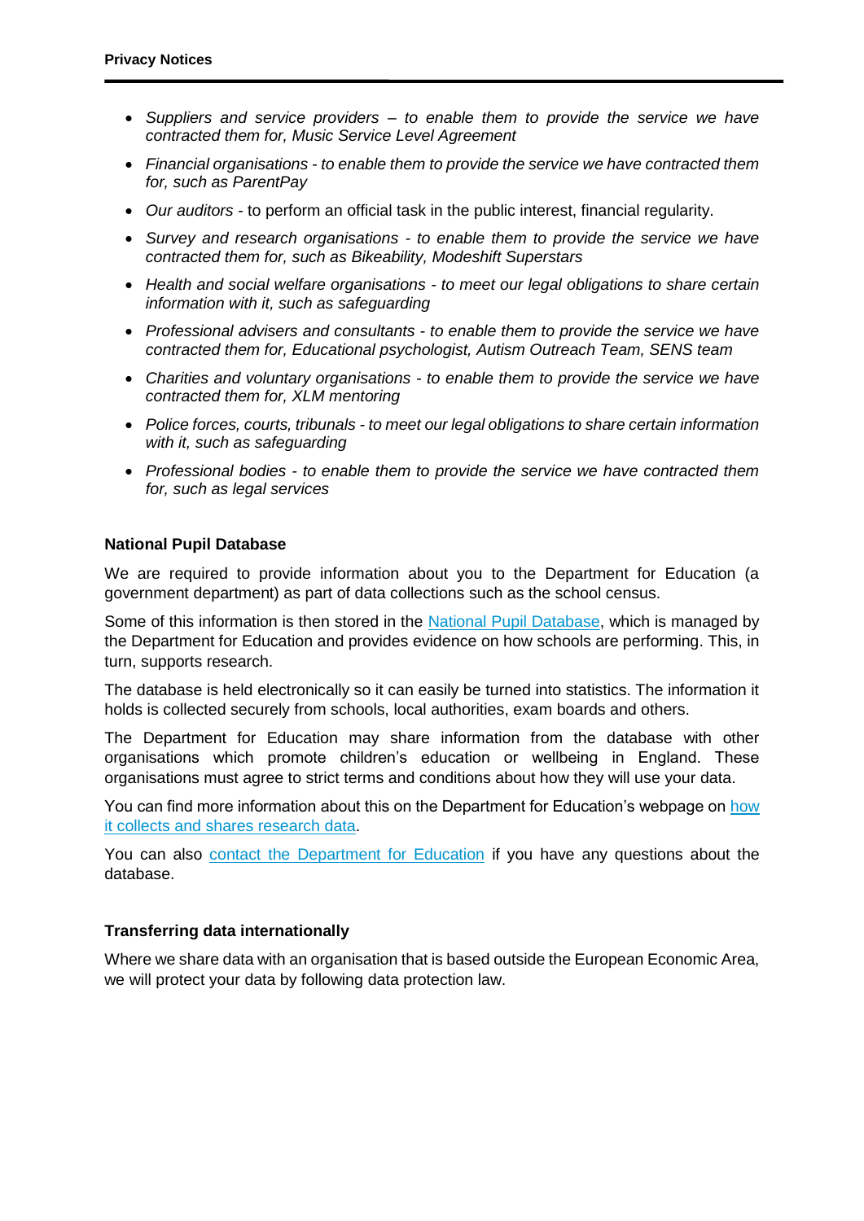- *Suppliers and service providers – to enable them to provide the service we have contracted them for, Music Service Level Agreement*
- *Financial organisations - to enable them to provide the service we have contracted them for, such as ParentPay*
- *Our auditors* - to perform an official task in the public interest, financial regularity.
- *Survey and research organisations - to enable them to provide the service we have contracted them for, such as Bikeability, Modeshift Superstars*
- *Health and social welfare organisations - to meet our legal obligations to share certain information with it, such as safeguarding*
- *Professional advisers and consultants - to enable them to provide the service we have contracted them for, Educational psychologist, Autism Outreach Team, SENS team*
- *Charities and voluntary organisations - to enable them to provide the service we have contracted them for, XLM mentoring*
- *Police forces, courts, tribunals - to meet our legal obligations to share certain information with it, such as safeguarding*
- *Professional bodies - to enable them to provide the service we have contracted them for, such as legal services*

**National Pupil Database**

We are required to provide information about you to the Department for Education (a government department) as part of data collections such as the school census.

Some of this information is then stored in the National Pupil Database, which is managed by the Department for Education and provides evidence on how schools are performing. This, in turn, supports research.

The database is held electronically so it can easily be turned into statistics. The information it holds is collected securely from schools, local authorities, exam boards and others.

The Department for Education may share information from the database with other organisations which promote children's education or wellbeing in England. These organisations must agree to strict terms and conditions about how they will use your data.

You can find more information about this on the Department for Education's webpage on how it collects and shares research data.

You can also contact the Department for Education if you have any questions about the database.

**Transferring data internationally**

Where we share data with an organisation that is based outside the European Economic Area, we will protect your data by following data protection law.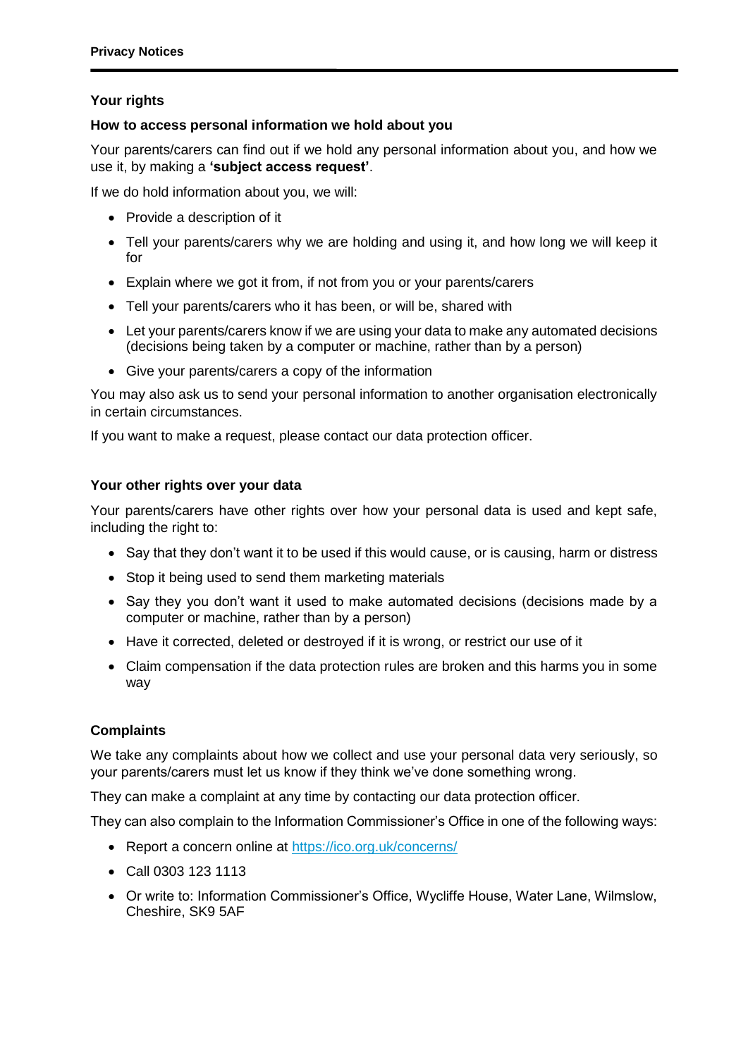## Your rights

### How to access personal information we hold about you

Your parents/carers can find out if we hold any personal information about you, and how we use it, by making a **'subject access request'**.

If we do hold information about you, we will:

- Provide a description of it
- Tell your parents/carers why we are holding and using it, and how long we will keep it for
- Explain where we got it from, if not from you or your parents/carers
- Tell your parents/carers who it has been, or will be, shared with
- Let your parents/carers know if we are using your data to make any automated decisions (decisions being taken by a computer or machine, rather than by a person)
- Give your parents/carers a copy of the information

You may also ask us to send your personal information to another organisation electronically in certain circumstances.

If you want to make a request, please contact our data protection officer.

### Your other rights over your data

Your parents/carers have other rights over how your personal data is used and kept safe, including the right to:

- Say that they don't want it to be used if this would cause, or is causing, harm or distress
- Stop it being used to send them marketing materials
- Say they you don't want it used to make automated decisions (decisions made by a computer or machine, rather than by a person)
- Have it corrected, deleted or destroyed if it is wrong, or restrict our use of it
- Claim compensation if the data protection rules are broken and this harms you in some way

### Complaints

We take any complaints about how we collect and use your personal data very seriously, so your parents/carers must let us know if they think we've done something wrong.

They can make a complaint at any time by contacting our data protection officer.

They can also complain to the Information Commissioner's Office in one of the following ways:

- Report a concern online at https://ico.org.uk/concerns/
- Call 0303 123 1113
- Or write to: Information Commissioner's Office, Wycliffe House, Water Lane, Wilmslow, Cheshire, SK9 5AF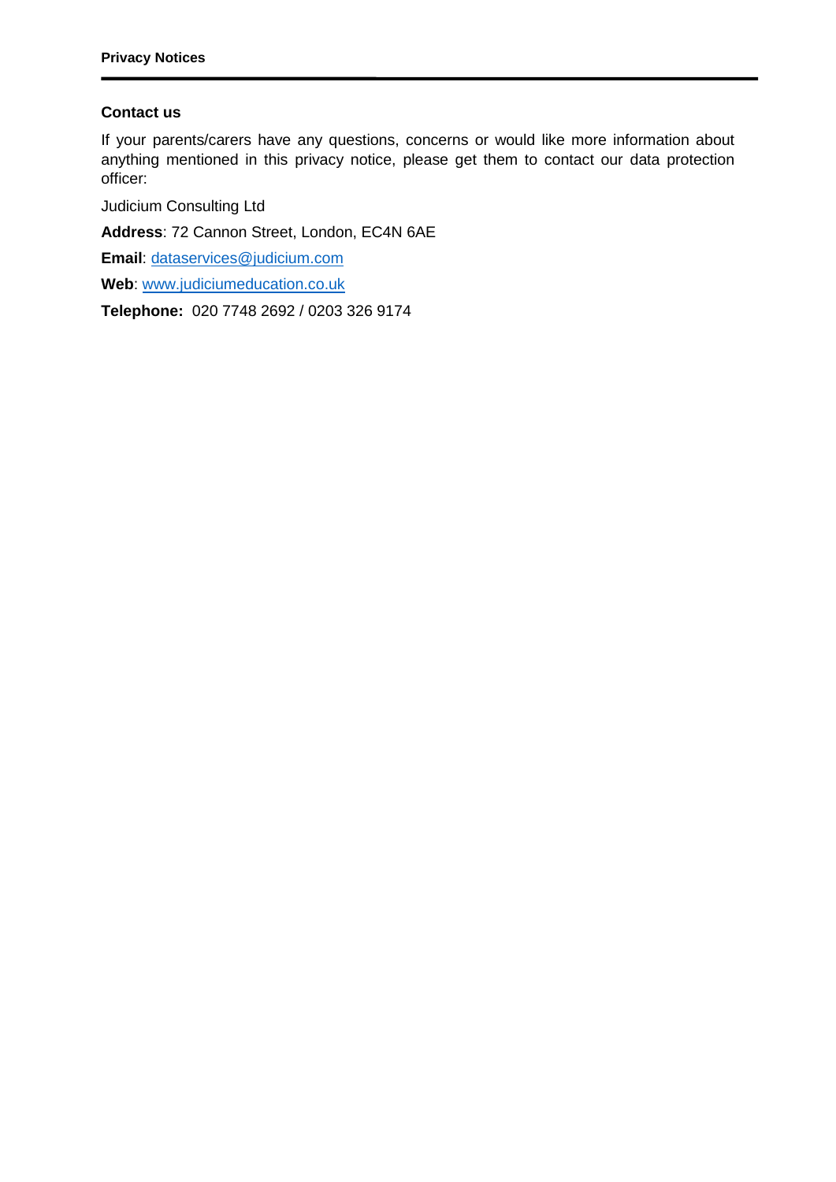## Contact us

If your parents/carers have any questions, concerns or would like more information about anything mentioned in this privacy notice, please get them to contact our data protection officer:

Judicium Consulting Ltd

**Address**: 72 Cannon Street, London, EC4N 6AE

**Email**: dataservices@judicium.com

**Web**: www.judiciumeducation.co.uk

**Telephone:** 020 7748 2692 / 0203 326 9174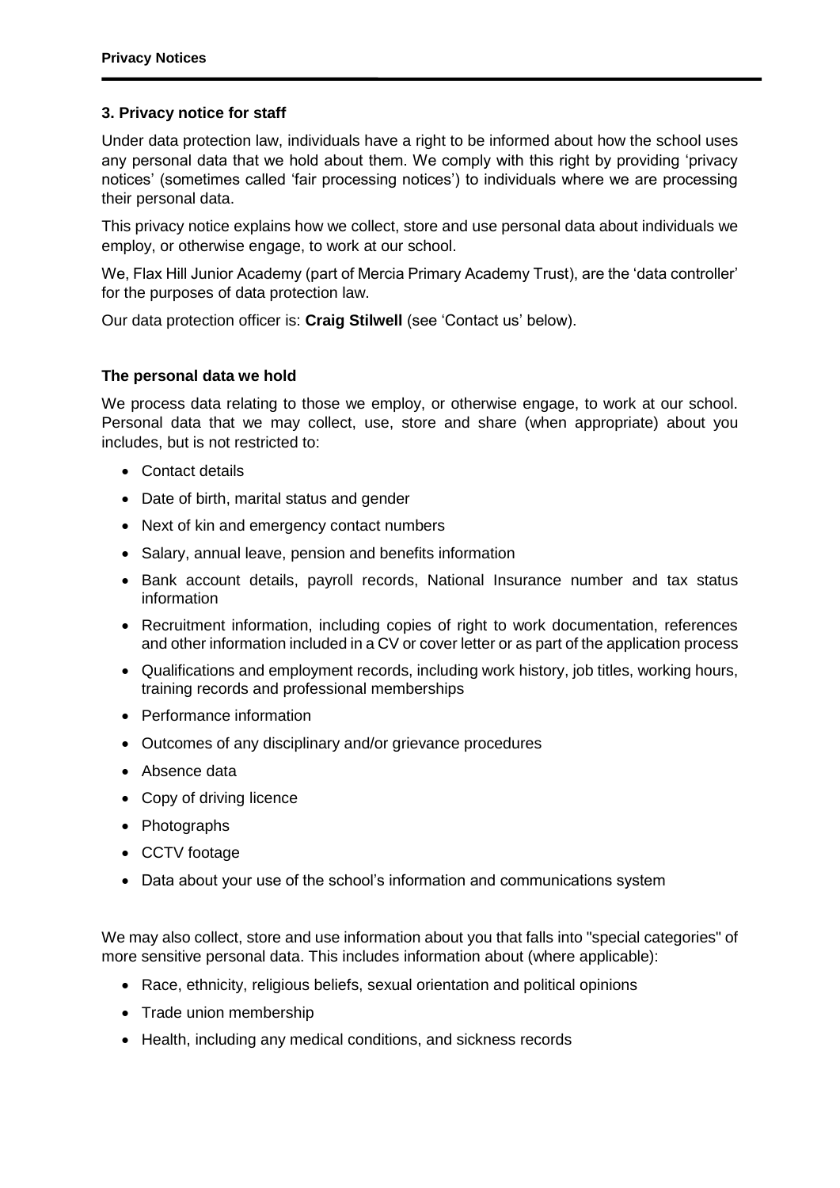### 3. Privacy notice for staff

Under data protection law, individuals have a right to be informed about how the school uses any personal data that we hold about them. We comply with this right by providing 'privacy notices' (sometimes called 'fair processing notices') to individuals where we are processing their personal data.

This privacy notice explains how we collect, store and use personal data about individuals we employ, or otherwise engage, to work at our school.

We, Flax Hill Junior Academy (part of Mercia Primary Academy Trust), are the 'data controller' for the purposes of data protection law.

Our data protection officer is: **Craig Stilwell** (see 'Contact us' below).

#### The personal data we hold

We process data relating to those we employ, or otherwise engage, to work at our school. Personal data that we may collect, use, store and share (when appropriate) about you includes, but is not restricted to:

- Contact details
- Date of birth, marital status and gender
- Next of kin and emergency contact numbers
- Salary, annual leave, pension and benefits information
- Bank account details, payroll records, National Insurance number and tax status information
- Recruitment information, including copies of right to work documentation, references and other information included in a CV or cover letter or as part of the application process
- Qualifications and employment records, including work history, job titles, working hours, training records and professional memberships
- Performance information
- Outcomes of any disciplinary and/or grievance procedures
- Absence data
- Copy of driving licence
- Photographs
- CCTV footage
- Data about your use of the school's information and communications system

We may also collect, store and use information about you that falls into "special categories" of more sensitive personal data. This includes information about (where applicable):

- Race, ethnicity, religious beliefs, sexual orientation and political opinions
- Trade union membership
- Health, including any medical conditions, and sickness records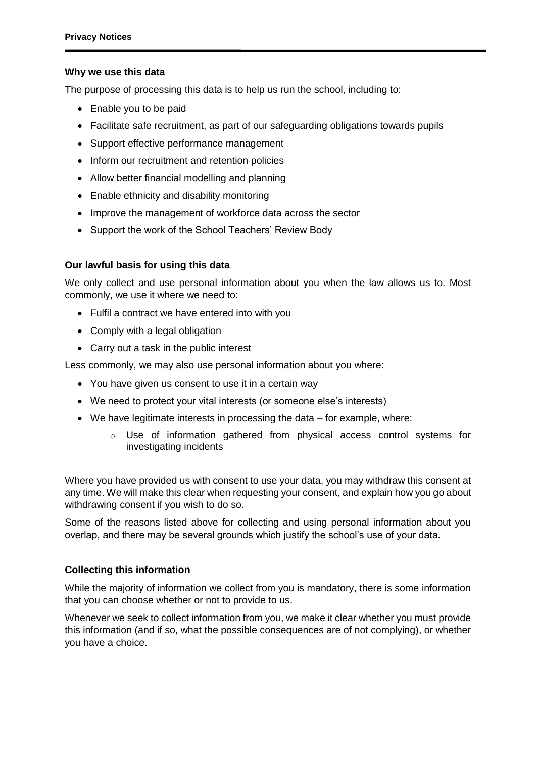**Why we use this data**

The purpose of processing this data is to help us run the school, including to:

- Enable you to be paid
- Facilitate safe recruitment, as part of our safeguarding obligations towards pupils
- Support effective performance management
- Inform our recruitment and retention policies
- Allow better financial modelling and planning
- Enable ethnicity and disability monitoring
- Improve the management of workforce data across the sector
- Support the work of the School Teachers' Review Body

**Our lawful basis for using this data**

We only collect and use personal information about you when the law allows us to. Most commonly, we use it where we need to:

- Fulfil a contract we have entered into with you
- Comply with a legal obligation
- Carry out a task in the public interest

Less commonly, we may also use personal information about you where:

- You have given us consent to use it in a certain way
- We need to protect your vital interests (or someone else's interests)
- We have legitimate interests in processing the data – for example, where:
    - Use of information gathered from physical access control systems for investigating incidents

Where you have provided us with consent to use your data, you may withdraw this consent at any time. We will make this clear when requesting your consent, and explain how you go about withdrawing consent if you wish to do so.

Some of the reasons listed above for collecting and using personal information about you overlap, and there may be several grounds which justify the school's use of your data.

**Collecting this information**

While the majority of information we collect from you is mandatory, there is some information that you can choose whether or not to provide to us.

Whenever we seek to collect information from you, we make it clear whether you must provide this information (and if so, what the possible consequences are of not complying), or whether you have a choice.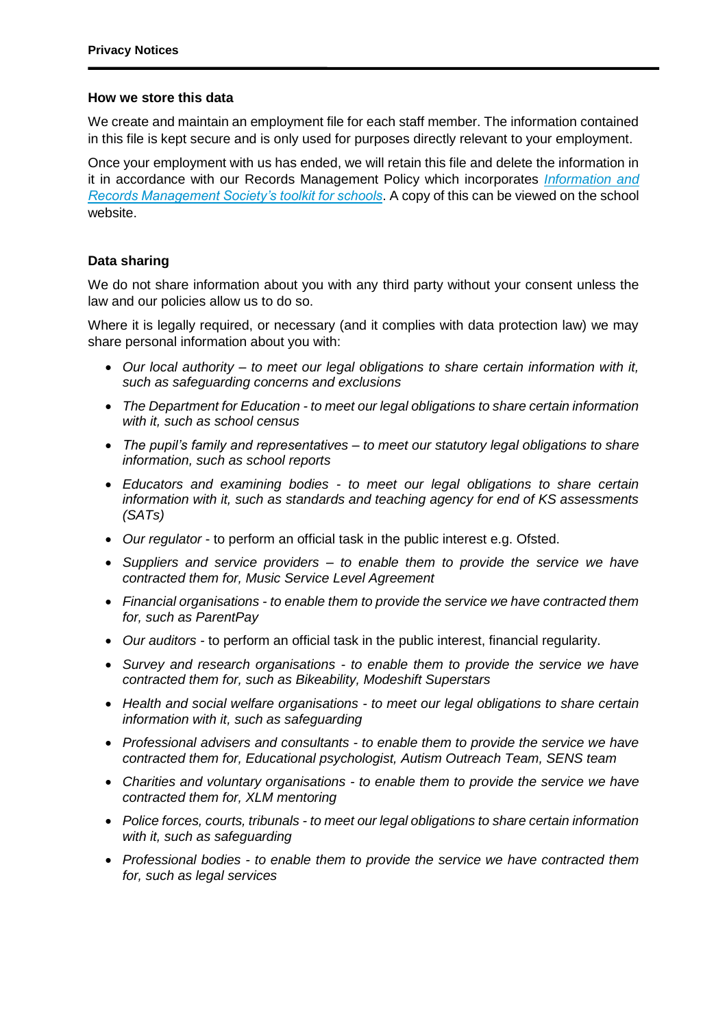### How we store this data

We create and maintain an employment file for each staff member. The information contained in this file is kept secure and is only used for purposes directly relevant to your employment.

Once your employment with us has ended, we will retain this file and delete the information in it in accordance with our Records Management Policy which incorporates *Information and Records Management Society's toolkit for schools*. A copy of this can be viewed on the school website.

### Data sharing

We do not share information about you with any third party without your consent unless the law and our policies allow us to do so.

Where it is legally required, or necessary (and it complies with data protection law) we may share personal information about you with:

- *Our local authority – to meet our legal obligations to share certain information with it, such as safeguarding concerns and exclusions*
- *The Department for Education - to meet our legal obligations to share certain information with it, such as school census*
- *The pupil's family and representatives – to meet our statutory legal obligations to share information, such as school reports*
- *Educators and examining bodies - to meet our legal obligations to share certain information with it, such as standards and teaching agency for end of KS assessments (SATs)*
- *Our regulator* - to perform an official task in the public interest e.g. Ofsted.
- *Suppliers and service providers – to enable them to provide the service we have contracted them for, Music Service Level Agreement*
- *Financial organisations - to enable them to provide the service we have contracted them for, such as ParentPay*
- *Our auditors* - to perform an official task in the public interest, financial regularity.
- *Survey and research organisations - to enable them to provide the service we have contracted them for, such as Bikeability, Modeshift Superstars*
- *Health and social welfare organisations - to meet our legal obligations to share certain information with it, such as safeguarding*
- *Professional advisers and consultants - to enable them to provide the service we have contracted them for, Educational psychologist, Autism Outreach Team, SENS team*
- *Charities and voluntary organisations - to enable them to provide the service we have contracted them for, XLM mentoring*
- *Police forces, courts, tribunals - to meet our legal obligations to share certain information with it, such as safeguarding*
- *Professional bodies - to enable them to provide the service we have contracted them for, such as legal services*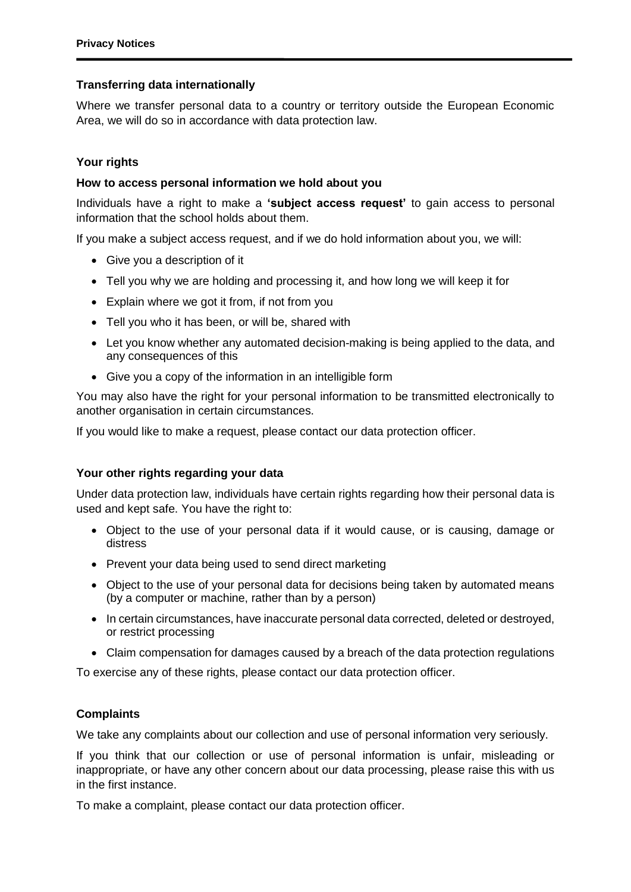### Transferring data internationally

Where we transfer personal data to a country or territory outside the European Economic Area, we will do so in accordance with data protection law.

### Your rights

#### How to access personal information we hold about you

Individuals have a right to make a **'subject access request'** to gain access to personal information that the school holds about them.

If you make a subject access request, and if we do hold information about you, we will:

- Give you a description of it
- Tell you why we are holding and processing it, and how long we will keep it for
- Explain where we got it from, if not from you
- Tell you who it has been, or will be, shared with
- Let you know whether any automated decision-making is being applied to the data, and any consequences of this
- Give you a copy of the information in an intelligible form

You may also have the right for your personal information to be transmitted electronically to another organisation in certain circumstances.

If you would like to make a request, please contact our data protection officer.

#### Your other rights regarding your data

Under data protection law, individuals have certain rights regarding how their personal data is used and kept safe. You have the right to:

- Object to the use of your personal data if it would cause, or is causing, damage or distress
- Prevent your data being used to send direct marketing
- Object to the use of your personal data for decisions being taken by automated means (by a computer or machine, rather than by a person)
- In certain circumstances, have inaccurate personal data corrected, deleted or destroyed, or restrict processing
- Claim compensation for damages caused by a breach of the data protection regulations

To exercise any of these rights, please contact our data protection officer.

### Complaints

We take any complaints about our collection and use of personal information very seriously.

If you think that our collection or use of personal information is unfair, misleading or inappropriate, or have any other concern about our data processing, please raise this with us in the first instance.

To make a complaint, please contact our data protection officer.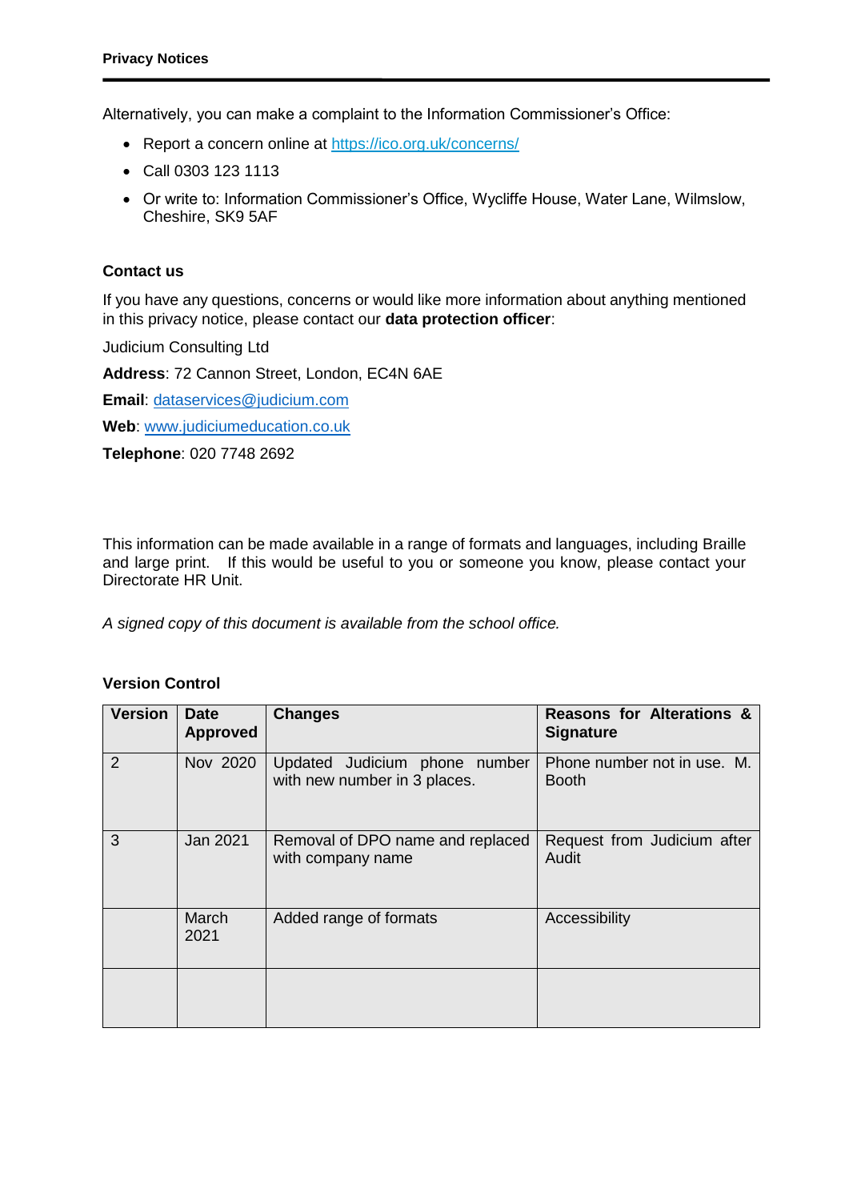Alternatively, you can make a complaint to the Information Commissioner's Office:

- Report a concern online at https://ico.org.uk/concerns/
- Call 0303 123 1113
- Or write to: Information Commissioner's Office, Wycliffe House, Water Lane, Wilmslow, Cheshire, SK9 5AF

**Contact us**

If you have any questions, concerns or would like more information about anything mentioned in this privacy notice, please contact our **data protection officer**:

Judicium Consulting Ltd

**Address**: 72 Cannon Street, London, EC4N 6AE

**Email**: dataservices@judicium.com

**Web**: www.judiciumeducation.co.uk

**Telephone**: 020 7748 2692

This information can be made available in a range of formats and languages, including Braille and large print. If this would be useful to you or someone you know, please contact your Directorate HR Unit.

*A signed copy of this document is available from the school office.*

**Version Control**

| Version | Date Approved | Changes | Reasons for Alterations & Signature |
|---|---|---|---|
| 2 | Nov 2020 | Updated Judicium phone number with new number in 3 places. | Phone number not in use. M. Booth |
| 3 | Jan 2021 | Removal of DPO name and replaced with company name | Request from Judicium after Audit |
| | March 2021 | Added range of formats | Accessibility |
| | | | |